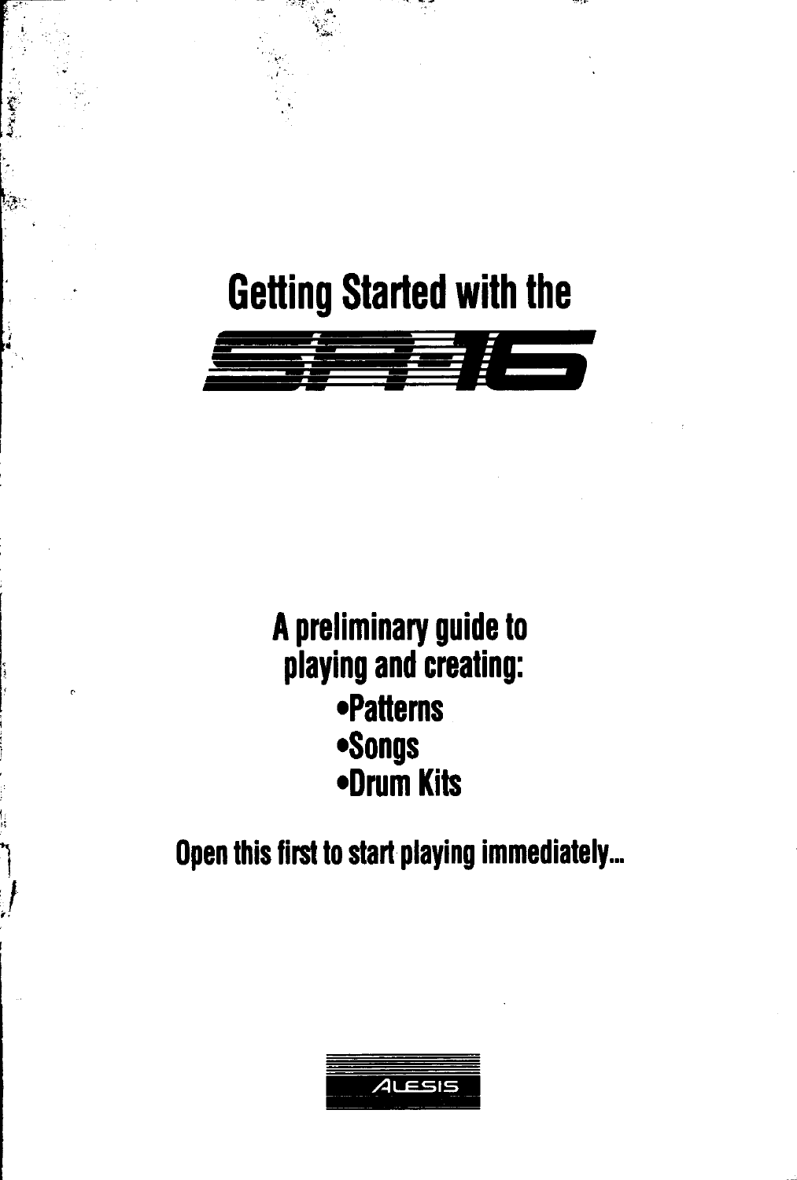# Getting Started with the

# SR-16

**A preliminary guide to playing and creating:**

- **Patterns**
- **Songs**
- **Drum Kits**

**Open this first to start playing immediately...**

ALESIS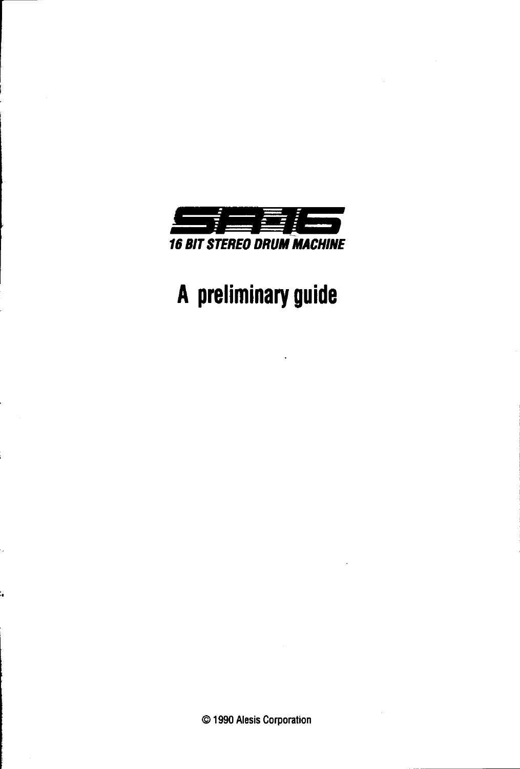# SR-16

***16 BIT STEREO DRUM MACHINE***

# A preliminary guide

© 1990 Alesis Corporation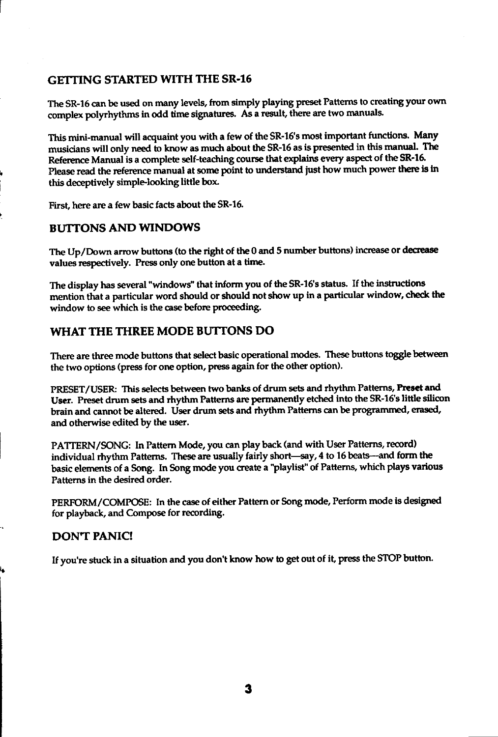## GETTING STARTED WITH THE SR-16

The SR-16 can be used on many levels, from simply playing preset Patterns to creating your own complex polyrhythms in odd time signatures. As a result, there are two manuals.

This mini-manual will acquaint you with a few of the SR-16's most important functions. Many musicians will only need to know as much about the SR-16 as is presented in this manual. The Reference Manual is a complete self-teaching course that explains every aspect of the SR-16. Please read the reference manual at some point to understand just how much power there is in this deceptively simple-looking little box.

First, here are a few basic facts about the SR-16.

## BUTTONS AND WINDOWS

The Up/Down arrow buttons (to the right of the 0 and 5 number buttons) increase or decrease values respectively. Press only one button at a time.

The display has several "windows" that inform you of the SR-16's status. If the instructions mention that a particular word should or should not show up in a particular window, check the window to see which is the case before proceeding.

## WHAT THE THREE MODE BUTTONS DO

There are three mode buttons that select basic operational modes. These buttons toggle between the two options (press for one option, press again for the other option).

PRESET/USER: This selects between two banks of drum sets and rhythm Patterns, **Preset and User.** Preset drum sets and rhythm Patterns are permanently etched into the SR-16's little silicon brain and cannot be altered. User drum sets and rhythm Patterns can be programmed, erased, and otherwise edited by the user.

PATTERN/SONG: In Pattern Mode, you can play back (and with User Patterns, record) individual rhythm Patterns. These are usually fairly short—say, 4 to 16 beats—and form the basic elements of a Song. In Song mode you create a "playlist" of Patterns, which plays various Patterns in the desired order.

PERFORM/COMPOSE: In the case of either Pattern or Song mode, Perform mode is designed for playback, and Compose for recording.

## DON'T PANIC!

If you're stuck in a situation and you don't know how to get out of it, press the STOP button.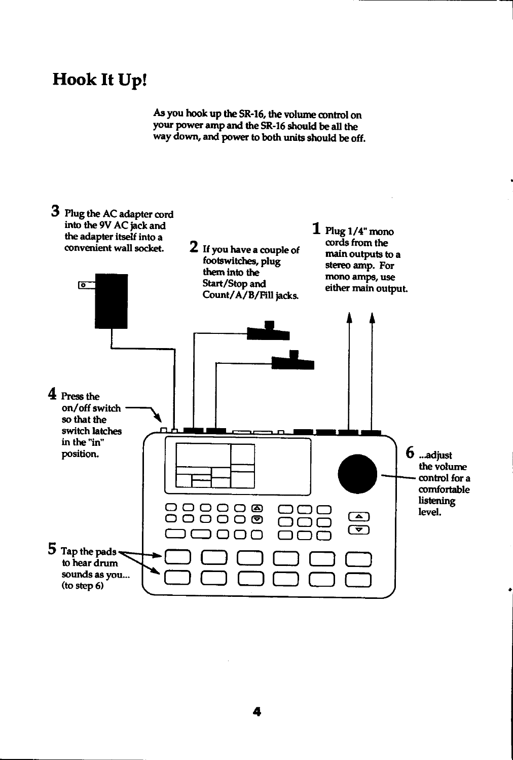# Hook It Up!

As you hook up the SR-16, the volume control on your power amp and the SR-16 should be all the way down, and power to both units should be off.

**1** Plug 1/4" mono cords from the main outputs to a stereo amp. For mono amps, use either main output.

**2** If you have a couple of footswitches, plug them into the Start/Stop and Count/A/B/Fill jacks.

**3** Plug the AC adapter cord into the 9V AC jack and the adapter itself into a convenient wall socket.

**4** Press the on/off switch so that the switch latches in the "in" position.

**5** Tap the pads to hear drum sounds as you... (to step 6)

**6** ...adjust the volume control for a comfortable listening level.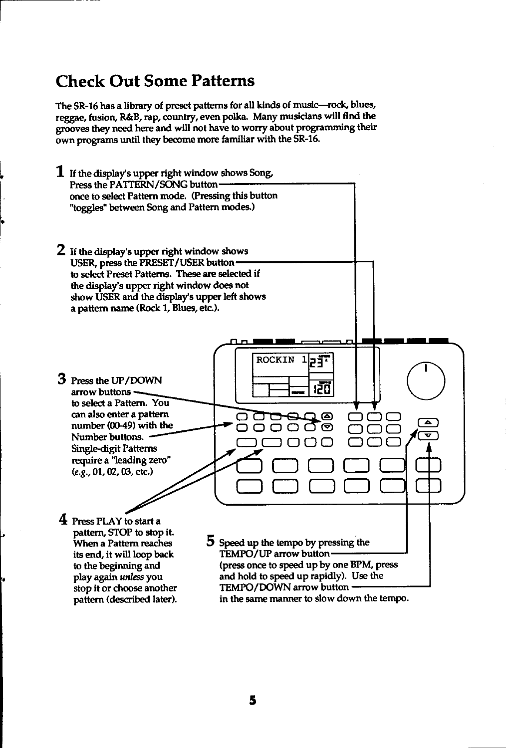# Check Out Some Patterns

The SR-16 has a library of preset patterns for all kinds of music—rock, blues, reggae, fusion, R&B, rap, country, even polka. Many musicians will find the grooves they need here and will not have to worry about programming their own programs until they become more familiar with the SR-16.

1. If the display's upper right window shows Song, Press the PATTERN/SONG button once to select Pattern mode. (Pressing this button "toggles" between Song and Pattern modes.)

2. If the display's upper right window shows USER, press the PRESET/USER button to select Preset Patterns. These are selected if the display's upper right window does not show USER and the display's upper left shows a pattern name (Rock 1, Blues, etc.).

3. Press the UP/DOWN arrow buttons to select a Pattern. You can also enter a pattern number (00-49) with the Number buttons. Single-digit Patterns require a "leading zero" (*e.g.*, 01, 02, 03, etc.)

4. Press PLAY to start a pattern, STOP to stop it. When a Pattern reaches its end, it will loop back to the beginning and play again *unless* you stop it or choose another pattern (described later).

5. Speed up the tempo by pressing the TEMPO/UP arrow button (press once to speed up by one BPM, press and hold to speed up rapidly). Use the TEMPO/DOWN arrow button in the same manner to slow down the tempo.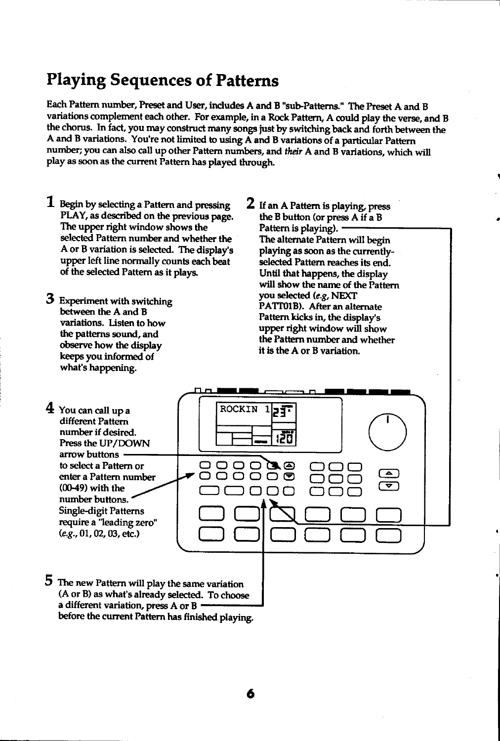# Playing Sequences of Patterns

Each Pattern number, Preset and User, includes A and B "sub-Patterns." The Preset A and B variations complement each other. For example, in a Rock Pattern, A could play the verse, and B the chorus. In fact, you may construct many songs just by switching back and forth between the A and B variations. You're not limited to using A and B variations of a particular Pattern number; you can also call up other Pattern numbers, and *their* A and B variations, which will play as soon as the current Pattern has played through.

1. Begin by selecting a Pattern and pressing PLAY, as described on the previous page. The upper right window shows the selected Pattern number and whether the A or B variation is selected. The display's upper left line normally counts each beat of the selected Pattern as it plays.

2. If an A Pattern is playing, press the B button (or press A if a B Pattern is playing). The alternate Pattern will begin playing as soon as the currently-selected Pattern reaches its end. Until that happens, the display will show the name of the Pattern you selected (*e.g*, NEXT PATT01B). After an alternate Pattern kicks in, the display's upper right window will show the Pattern number and whether it is the A or B variation.

3. Experiment with switching between the A and B variations. Listen to how the patterns sound, and observe how the display keeps you informed of what's happening.

4. You can call up a different Pattern number if desired. Press the UP/DOWN arrow buttons to select a Pattern or enter a Pattern number (00-49) with the number buttons. Single-digit Patterns require a "leading zero" (*e.g.*, 01, 02, 03, etc.)

5. The new Pattern will play the same variation (A or B) as what's already selected. To choose a different variation, press A or B before the current Pattern has finished playing.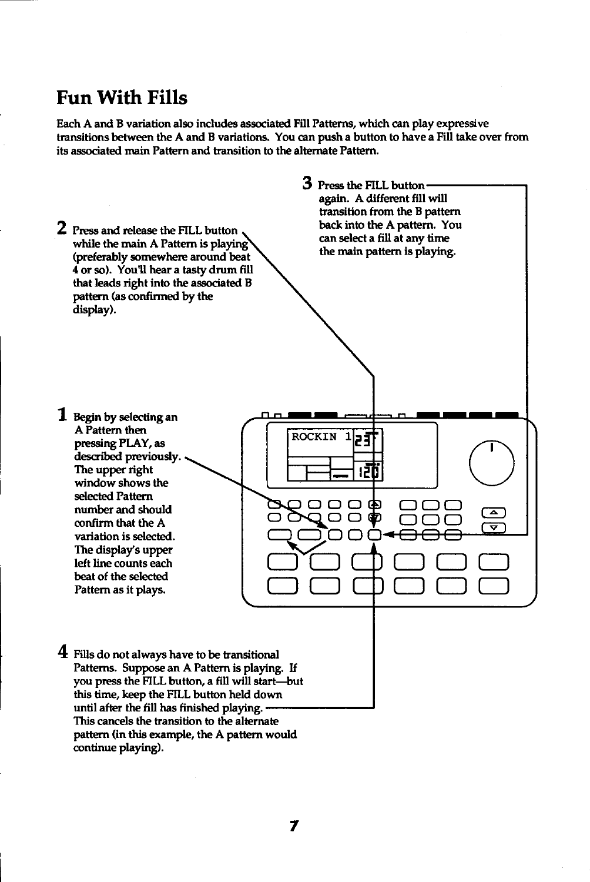# Fun With Fills

Each A and B variation also includes associated Fill Patterns, which can play expressive transitions between the A and B variations. You can push a button to have a Fill take over from its associated main Pattern and transition to the alternate Pattern.

**1** Begin by selecting an A Pattern then pressing PLAY, as described previously. The upper right window shows the selected Pattern number and should confirm that the A variation is selected. The display's upper left line counts each beat of the selected Pattern as it plays.

**2** Press and release the FILL button while the main A Pattern is playing (preferably somewhere around beat 4 or so). You'll hear a tasty drum fill that leads right into the associated B pattern (as confirmed by the display).

**3** Press the FILL button again. A different fill will transition from the B pattern back into the A pattern. You can select a fill at any time the main pattern is playing.

**4** Fills do not always have to be transitional Patterns. Suppose an A Pattern is playing. If you press the FILL button, a fill will start—but this time, keep the FILL button held down until after the fill has finished playing. This cancels the transition to the alternate pattern (in this example, the A pattern would continue playing).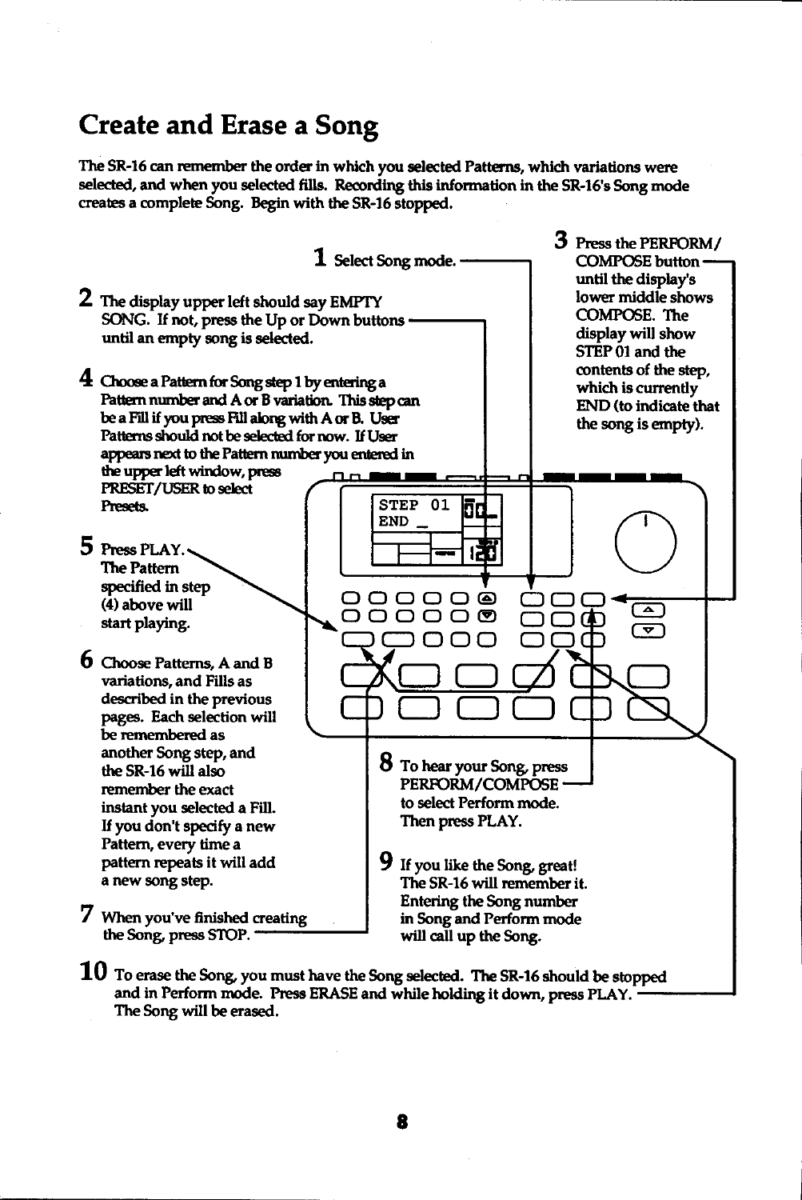# Create and Erase a Song

The SR-16 can remember the order in which you selected Patterns, which variations were selected, and when you selected fills. Recording this information in the SR-16's Song mode creates a complete Song. Begin with the SR-16 stopped.

1. Select Song mode.

2. The display upper left should say EMPTY SONG. If not, press the Up or Down buttons until an empty song is selected.

3. Press the PERFORM/COMPOSE button until the display's lower middle shows COMPOSE. The display will show STEP 01 and the contents of the step, which is currently END (to indicate that the song is empty).

4. Choose a Pattern for Song step 1 by entering a Pattern number and A or B variation. This step can be a Fill if you press Fill along with A or B. User Patterns should not be selected for now. If User appears next to the Pattern number you entered in the upper left window, press PRESET/USER to select Presets.

5. Press PLAY. The Pattern specified in step (4) above will start playing.

6. Choose Patterns, A and B variations, and Fills as described in the previous pages. Each selection will be remembered as another Song step, and the SR-16 will also remember the exact instant you selected a Fill. If you don't specify a new Pattern, every time a pattern repeats it will add a new song step.

7. When you've finished creating the Song, press STOP.

8. To hear your Song, press PERFORM/COMPOSE to select Perform mode. Then press PLAY.

9. If you like the Song, great! The SR-16 will remember it. Entering the Song number in Song and Perform mode will call up the Song.

10. To erase the Song, you must have the Song selected. The SR-16 should be stopped and in Perform mode. Press ERASE and while holding it down, press PLAY. The Song will be erased.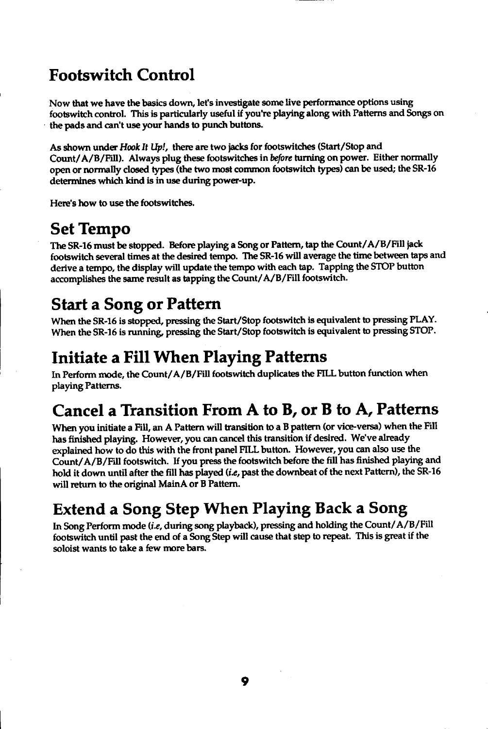# Footswitch Control

Now that we have the basics down, let's investigate some live performance options using footswitch control. This is particularly useful if you're playing along with Patterns and Songs on the pads and can't use your hands to punch buttons.

As shown under *Hook It Up!*, there are two jacks for footswitches (Start/Stop and Count/A/B/Fill). Always plug these footswitches in *before* turning on power. Either normally open or normally closed types (the two most common footswitch types) can be used; the SR-16 determines which kind is in use during power-up.

Here's how to use the footswitches.

## Set Tempo

The SR-16 must be stopped. Before playing a Song or Pattern, tap the Count/A/B/Fill jack footswitch several times at the desired tempo. The SR-16 will average the time between taps and derive a tempo, the display will update the tempo with each tap. Tapping the STOP button accomplishes the same result as tapping the Count/A/B/Fill footswitch.

## Start a Song or Pattern

When the SR-16 is stopped, pressing the Start/Stop footswitch is equivalent to pressing PLAY. When the SR-16 is running, pressing the Start/Stop footswitch is equivalent to pressing STOP.

## Initiate a Fill When Playing Patterns

In Perform mode, the Count/A/B/Fill footswitch duplicates the FILL button function when playing Patterns.

## Cancel a Transition From A to B, or B to A, Patterns

When you initiate a Fill, an A Pattern will transition to a B pattern (or vice-versa) when the Fill has finished playing. However, you can cancel this transition if desired. We've already explained how to do this with the front panel FILL button. However, you can also use the Count/A/B/Fill footswitch. If you press the footswitch before the fill has finished playing and hold it down until after the fill has played (*i.e*, past the downbeat of the next Pattern), the SR-16 will return to the original MainA or B Pattern.

## Extend a Song Step When Playing Back a Song

In Song Perform mode (*i.e*, during song playback), pressing and holding the Count/A/B/Fill footswitch until past the end of a Song Step will cause that step to repeat. This is great if the soloist wants to take a few more bars.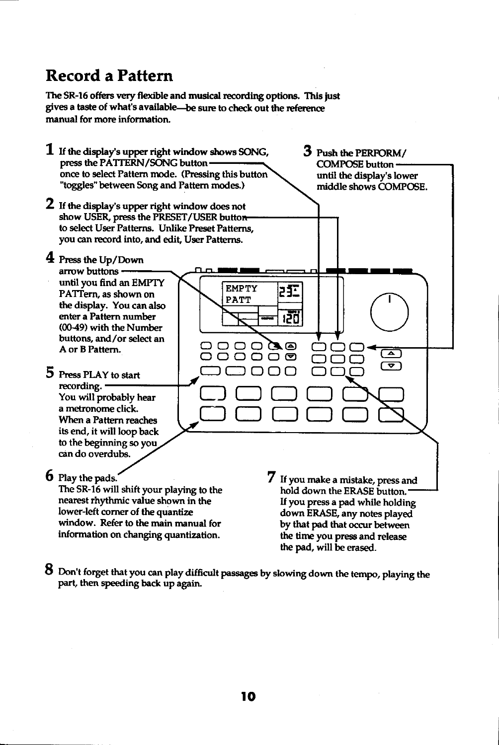# Record a Pattern

The SR-16 offers very flexible and musical recording options. This just gives a taste of what's available—be sure to check out the reference manual for more information.

1 If the display's upper right window shows SONG, press the PATTERN/SONG button once to select Pattern mode. (Pressing this button "toggles" between Song and Pattern modes.)

2 If the display's upper right window does not show USER, press the PRESET/USER button to select User Patterns. Unlike Preset Patterns, you can record into, and edit, User Patterns.

3 Push the PERFORM/COMPOSE button until the display's lower middle shows COMPOSE.

4 Press the Up/Down arrow buttons until you find an EMPTY PATTern, as shown on the display. You can also enter a Pattern number (00-49) with the Number buttons, and/or select an A or B Pattern.

5 Press PLAY to start recording. You will probably hear a metronome click. When a Pattern reaches its end, it will loop back to the beginning so you can do overdubs.

6 Play the pads. The SR-16 will shift your playing to the nearest rhythmic value shown in the lower-left corner of the quantize window. Refer to the main manual for information on changing quantization.

7 If you make a mistake, press and hold down the ERASE button. If you press a pad while holding down ERASE, any notes played by that pad that occur between the time you press and release the pad, will be erased.

8 Don't forget that you can play difficult passages by slowing down the tempo, playing the part, then speeding back up again.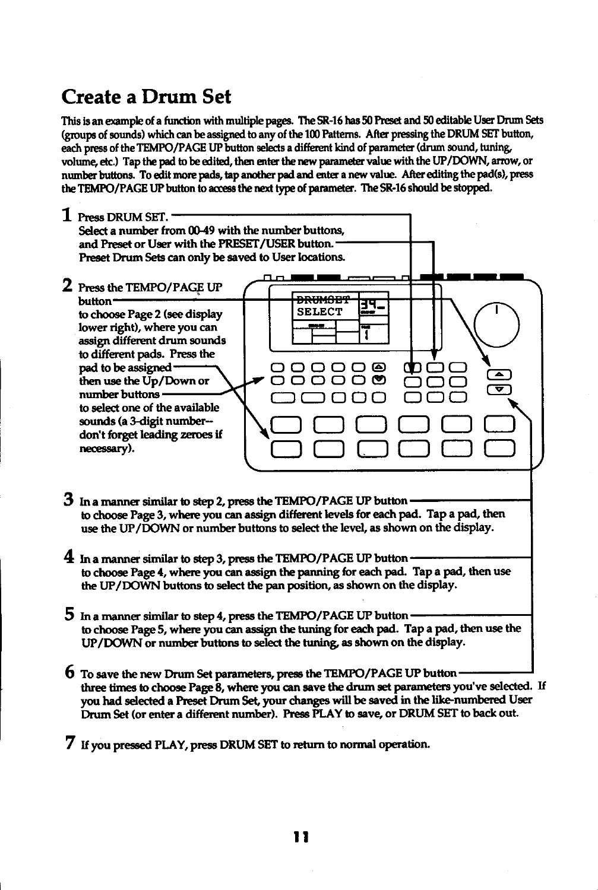# Create a Drum Set

This is an example of a function with multiple pages. The SR-16 has 50 Preset and 50 editable User Drum Sets (groups of sounds) which can be assigned to any of the 100 Patterns. After pressing the DRUM SET button, each press of the TEMPO/PAGE UP button selects a different kind of parameter (drum sound, tuning, volume, etc.) Tap the pad to be edited, then enter the new parameter value with the UP/DOWN, arrow, or number buttons. To edit more pads, tap another pad and enter a new value. After editing the pad(s), press the TEMPO/PAGE UP button to access the next type of parameter. The SR-16 should be stopped.

**1** Press DRUM SET.
Select a number from 00-49 with the number buttons, and Preset or User with the PRESET/USER button.
Preset Drum Sets can only be saved to User locations.

**2** Press the TEMPO/PAGE UP button to choose Page 2 (see display lower right), where you can assign different drum sounds to different pads. Press the pad to be assigned then use the Up/Down or number buttons to select one of the available sounds (a 3-digit number-- don't forget leading zeroes if necessary).

**3** In a manner similar to step 2, press the TEMPO/PAGE UP button to choose Page 3, where you can assign different levels for each pad. Tap a pad, then use the UP/DOWN or number buttons to select the level, as shown on the display.

**4** In a manner similar to step 3, press the TEMPO/PAGE UP button to choose Page 4, where you can assign the panning for each pad. Tap a pad, then use the UP/DOWN buttons to select the pan position, as shown on the display.

**5** In a manner similar to step 4, press the TEMPO/PAGE UP button to choose Page 5, where you can assign the tuning for each pad. Tap a pad, then use the UP/DOWN or number buttons to select the tuning, as shown on the display.

**6** To save the new Drum Set parameters, press the TEMPO/PAGE UP button three times to choose Page 8, where you can save the drum set parameters you've selected. If you had selected a Preset Drum Set, your changes will be saved in the like-numbered User Drum Set (or enter a different number). Press PLAY to save, or DRUM SET to back out.

**7** If you pressed PLAY, press DRUM SET to return to normal operation.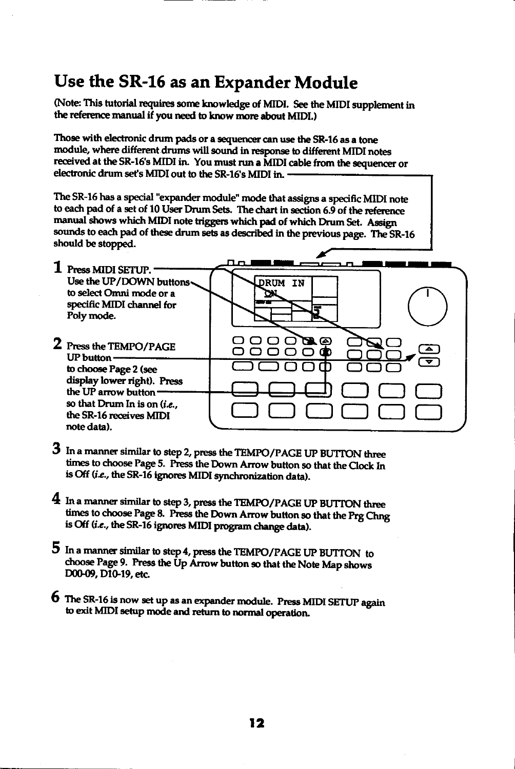# Use the SR-16 as an Expander Module

(Note: This tutorial requires some knowledge of MIDI. See the MIDI supplement in the reference manual if you need to know more about MIDI.)

Those with electronic drum pads or a sequencer can use the SR-16 as a tone module, where different drums will sound in response to different MIDI notes received at the SR-16's MIDI in. You must run a MIDI cable from the sequencer or electronic drum set's MIDI out to the SR-16's MIDI in.

The SR-16 has a special "expander module" mode that assigns a specific MIDI note to each pad of a set of 10 User Drum Sets. The chart in section 6.9 of the reference manual shows which MIDI note triggers which pad of which Drum Set. Assign sounds to each pad of these drum sets as described in the previous page. The SR-16 should be stopped.

1. Press MIDI SETUP. Use the UP/DOWN buttons to select Omni mode or a specific MIDI channel for Poly mode.

2. Press the TEMPO/PAGE UP button to choose Page 2 (see display lower right). Press the UP arrow button so that Drum In is on (*i.e.*, the SR-16 receives MIDI note data).

DRUM IN
ON

3. In a manner similar to step 2, press the TEMPO/PAGE UP BUTTON three times to choose Page 5. Press the Down Arrow button so that the Clock In is Off (*i.e.*, the SR-16 ignores MIDI synchronization data).

4. In a manner similar to step 3, press the TEMPO/PAGE UP BUTTON three times to choose Page 8. Press the Down Arrow button so that the Prg Chng is Off (*i.e.*, the SR-16 ignores MIDI program change data).

5. In a manner similar to step 4, press the TEMPO/PAGE UP BUTTON to choose Page 9. Press the Up Arrow button so that the Note Map shows D00-09, D10-19, etc.

6. The SR-16 is now set up as an expander module. Press MIDI SETUP again to exit MIDI setup mode and return to normal operation.